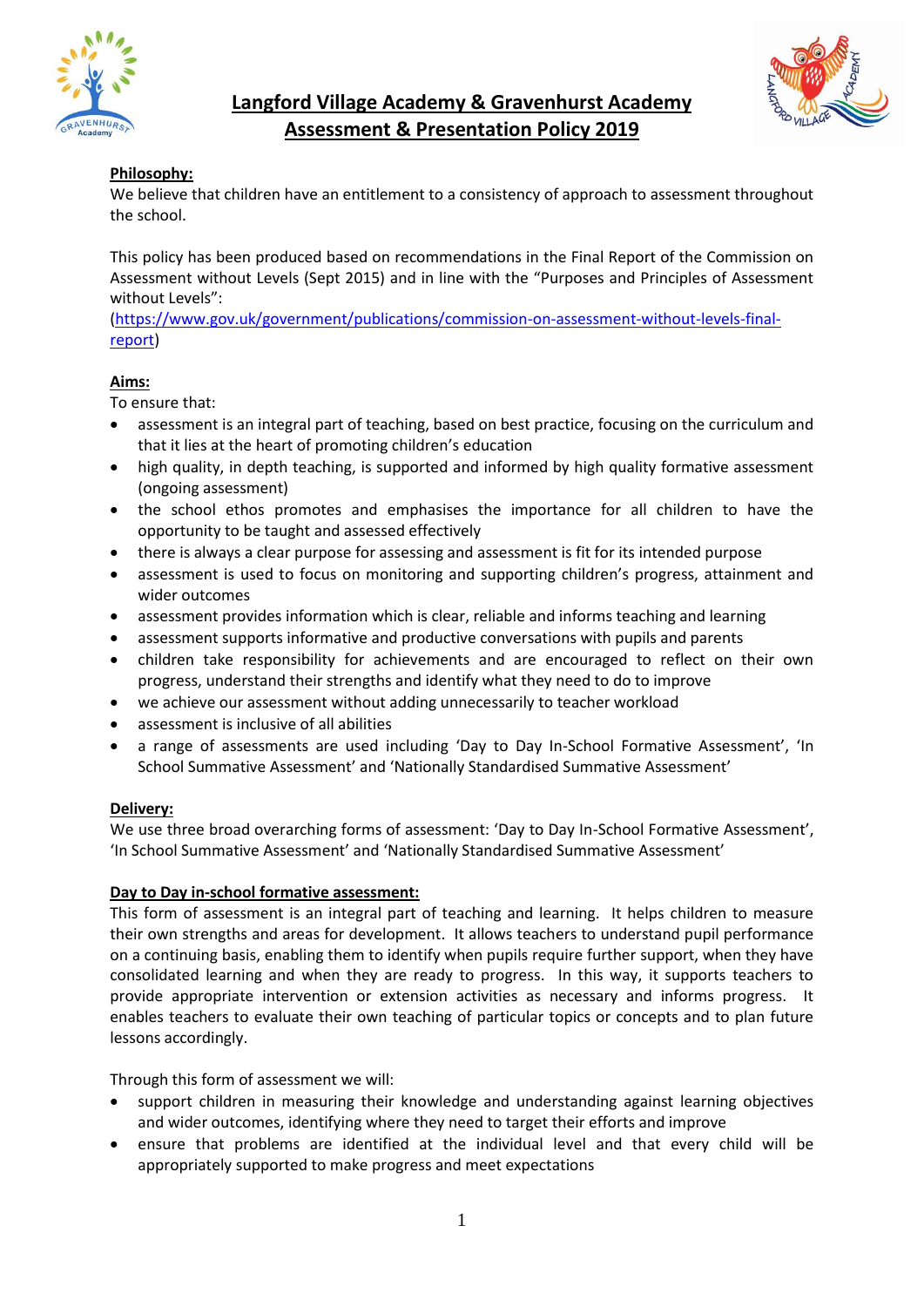# Langford Village Academy & Gravenhurst Academy
# Assessment & Presentation Policy 2019

## Philosophy:

We believe that children have an entitlement to a consistency of approach to assessment throughout the school.

This policy has been produced based on recommendations in the Final Report of the Commission on Assessment without Levels (Sept 2015) and in line with the "Purposes and Principles of Assessment without Levels":
(https://www.gov.uk/government/publications/commission-on-assessment-without-levels-final-report)

## Aims:

To ensure that:

- assessment is an integral part of teaching, based on best practice, focusing on the curriculum and that it lies at the heart of promoting children's education
- high quality, in depth teaching, is supported and informed by high quality formative assessment (ongoing assessment)
- the school ethos promotes and emphasises the importance for all children to have the opportunity to be taught and assessed effectively
- there is always a clear purpose for assessing and assessment is fit for its intended purpose
- assessment is used to focus on monitoring and supporting children's progress, attainment and wider outcomes
- assessment provides information which is clear, reliable and informs teaching and learning
- assessment supports informative and productive conversations with pupils and parents
- children take responsibility for achievements and are encouraged to reflect on their own progress, understand their strengths and identify what they need to do to improve
- we achieve our assessment without adding unnecessarily to teacher workload
- assessment is inclusive of all abilities
- a range of assessments are used including 'Day to Day In-School Formative Assessment', 'In School Summative Assessment' and 'Nationally Standardised Summative Assessment'

## Delivery:

We use three broad overarching forms of assessment: 'Day to Day In-School Formative Assessment', 'In School Summative Assessment' and 'Nationally Standardised Summative Assessment'

### Day to Day in-school formative assessment:

This form of assessment is an integral part of teaching and learning. It helps children to measure their own strengths and areas for development. It allows teachers to understand pupil performance on a continuing basis, enabling them to identify when pupils require further support, when they have consolidated learning and when they are ready to progress. In this way, it supports teachers to provide appropriate intervention or extension activities as necessary and informs progress. It enables teachers to evaluate their own teaching of particular topics or concepts and to plan future lessons accordingly.

Through this form of assessment we will:

- support children in measuring their knowledge and understanding against learning objectives and wider outcomes, identifying where they need to target their efforts and improve
- ensure that problems are identified at the individual level and that every child will be appropriately supported to make progress and meet expectations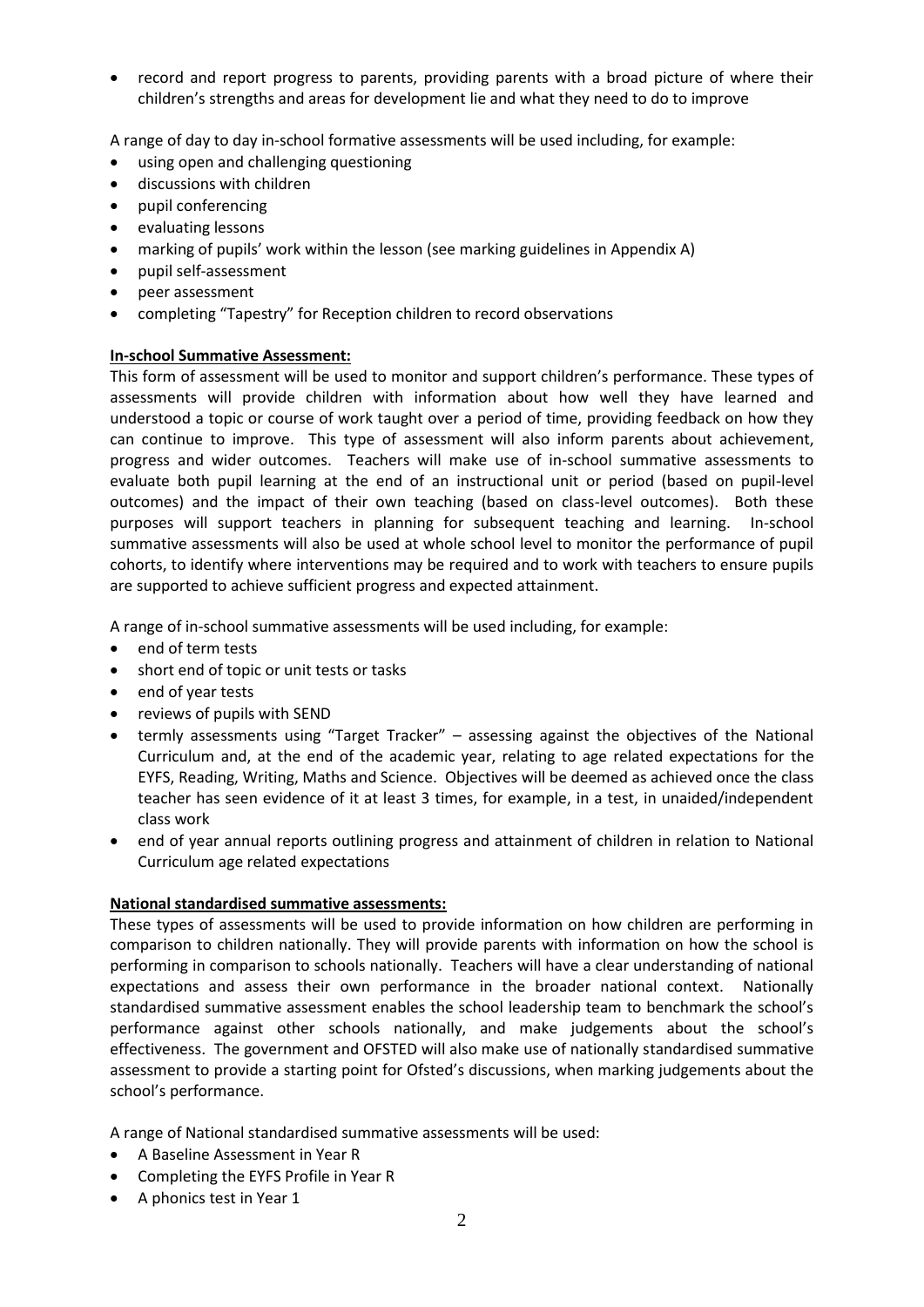- record and report progress to parents, providing parents with a broad picture of where their children's strengths and areas for development lie and what they need to do to improve

A range of day to day in-school formative assessments will be used including, for example:

- using open and challenging questioning
- discussions with children
- pupil conferencing
- evaluating lessons
- marking of pupils' work within the lesson (see marking guidelines in Appendix A)
- pupil self-assessment
- peer assessment
- completing "Tapestry" for Reception children to record observations

**In-school Summative Assessment:**

This form of assessment will be used to monitor and support children's performance. These types of assessments will provide children with information about how well they have learned and understood a topic or course of work taught over a period of time, providing feedback on how they can continue to improve. This type of assessment will also inform parents about achievement, progress and wider outcomes. Teachers will make use of in-school summative assessments to evaluate both pupil learning at the end of an instructional unit or period (based on pupil-level outcomes) and the impact of their own teaching (based on class-level outcomes). Both these purposes will support teachers in planning for subsequent teaching and learning. In-school summative assessments will also be used at whole school level to monitor the performance of pupil cohorts, to identify where interventions may be required and to work with teachers to ensure pupils are supported to achieve sufficient progress and expected attainment.

A range of in-school summative assessments will be used including, for example:

- end of term tests
- short end of topic or unit tests or tasks
- end of year tests
- reviews of pupils with SEND
- termly assessments using "Target Tracker" – assessing against the objectives of the National Curriculum and, at the end of the academic year, relating to age related expectations for the EYFS, Reading, Writing, Maths and Science. Objectives will be deemed as achieved once the class teacher has seen evidence of it at least 3 times, for example, in a test, in unaided/independent class work
- end of year annual reports outlining progress and attainment of children in relation to National Curriculum age related expectations

**National standardised summative assessments:**

These types of assessments will be used to provide information on how children are performing in comparison to children nationally. They will provide parents with information on how the school is performing in comparison to schools nationally. Teachers will have a clear understanding of national expectations and assess their own performance in the broader national context. Nationally standardised summative assessment enables the school leadership team to benchmark the school's performance against other schools nationally, and make judgements about the school's effectiveness. The government and OFSTED will also make use of nationally standardised summative assessment to provide a starting point for Ofsted's discussions, when marking judgements about the school's performance.

A range of National standardised summative assessments will be used:

- A Baseline Assessment in Year R
- Completing the EYFS Profile in Year R
- A phonics test in Year 1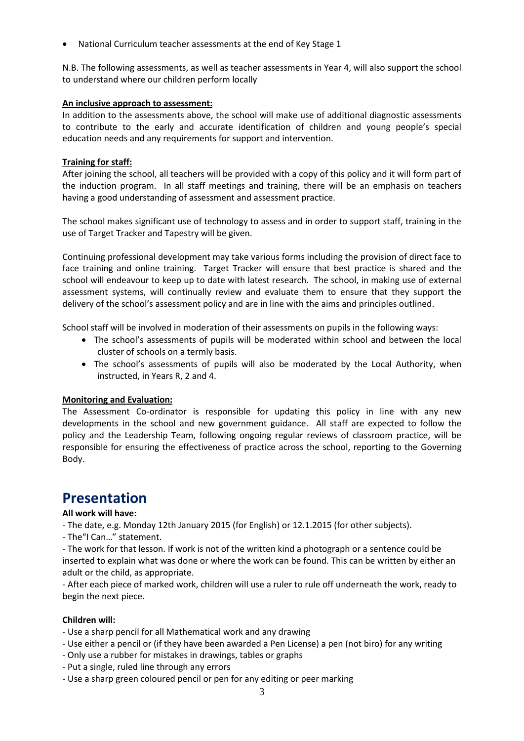- National Curriculum teacher assessments at the end of Key Stage 1

N.B. The following assessments, as well as teacher assessments in Year 4, will also support the school to understand where our children perform locally

**An inclusive approach to assessment:**

In addition to the assessments above, the school will make use of additional diagnostic assessments to contribute to the early and accurate identification of children and young people's special education needs and any requirements for support and intervention.

**Training for staff:**

After joining the school, all teachers will be provided with a copy of this policy and it will form part of the induction program. In all staff meetings and training, there will be an emphasis on teachers having a good understanding of assessment and assessment practice.

The school makes significant use of technology to assess and in order to support staff, training in the use of Target Tracker and Tapestry will be given.

Continuing professional development may take various forms including the provision of direct face to face training and online training. Target Tracker will ensure that best practice is shared and the school will endeavour to keep up to date with latest research. The school, in making use of external assessment systems, will continually review and evaluate them to ensure that they support the delivery of the school's assessment policy and are in line with the aims and principles outlined.

School staff will be involved in moderation of their assessments on pupils in the following ways:

- The school's assessments of pupils will be moderated within school and between the local cluster of schools on a termly basis.
- The school's assessments of pupils will also be moderated by the Local Authority, when instructed, in Years R, 2 and 4.

**Monitoring and Evaluation:**

The Assessment Co-ordinator is responsible for updating this policy in line with any new developments in the school and new government guidance. All staff are expected to follow the policy and the Leadership Team, following ongoing regular reviews of classroom practice, will be responsible for ensuring the effectiveness of practice across the school, reporting to the Governing Body.

# Presentation

**All work will have:**

- The date, e.g. Monday 12th January 2015 (for English) or 12.1.2015 (for other subjects).
- The"I Can…" statement.
- The work for that lesson. If work is not of the written kind a photograph or a sentence could be inserted to explain what was done or where the work can be found. This can be written by either an adult or the child, as appropriate.
- After each piece of marked work, children will use a ruler to rule off underneath the work, ready to begin the next piece.

**Children will:**

- Use a sharp pencil for all Mathematical work and any drawing
- Use either a pencil or (if they have been awarded a Pen License) a pen (not biro) for any writing
- Only use a rubber for mistakes in drawings, tables or graphs
- Put a single, ruled line through any errors
- Use a sharp green coloured pencil or pen for any editing or peer marking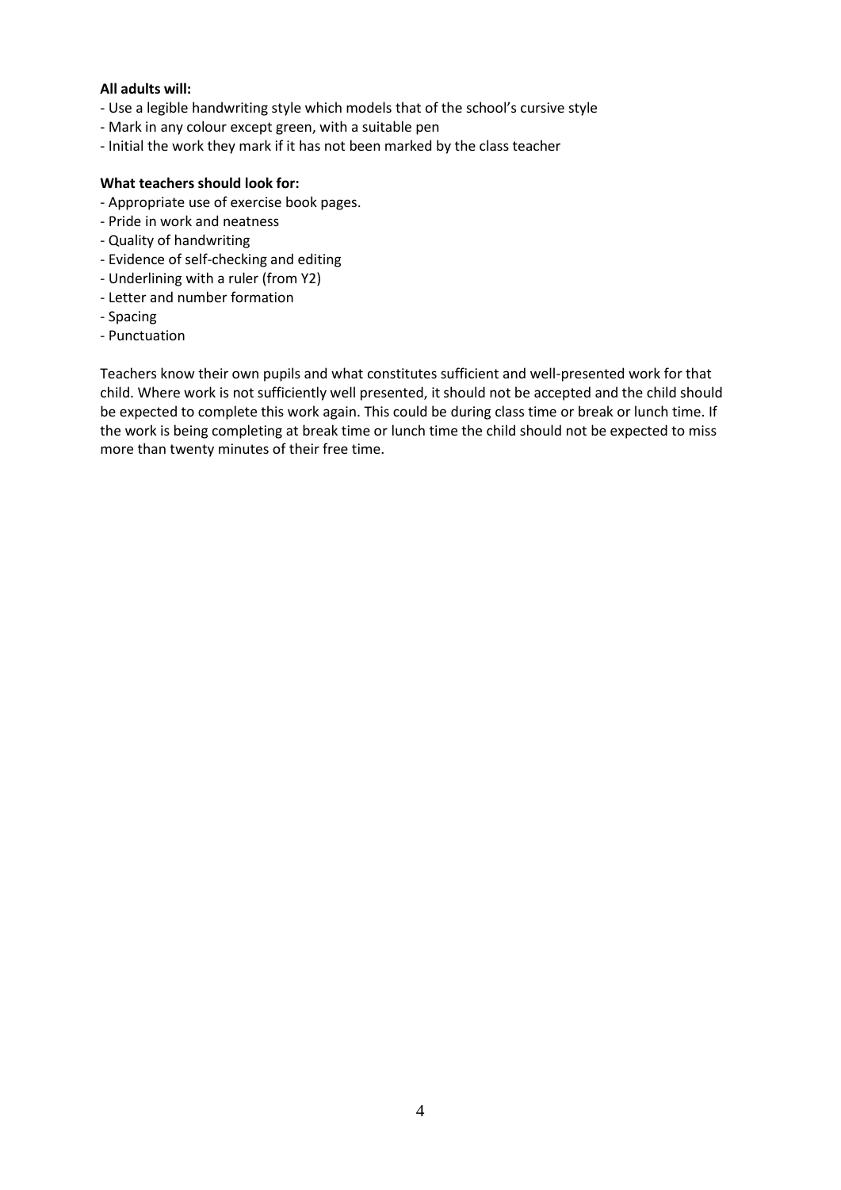**All adults will:**

- Use a legible handwriting style which models that of the school's cursive style
- Mark in any colour except green, with a suitable pen
- Initial the work they mark if it has not been marked by the class teacher

**What teachers should look for:**

- Appropriate use of exercise book pages.
- Pride in work and neatness
- Quality of handwriting
- Evidence of self-checking and editing
- Underlining with a ruler (from Y2)
- Letter and number formation
- Spacing
- Punctuation

Teachers know their own pupils and what constitutes sufficient and well-presented work for that child. Where work is not sufficiently well presented, it should not be accepted and the child should be expected to complete this work again. This could be during class time or break or lunch time. If the work is being completing at break time or lunch time the child should not be expected to miss more than twenty minutes of their free time.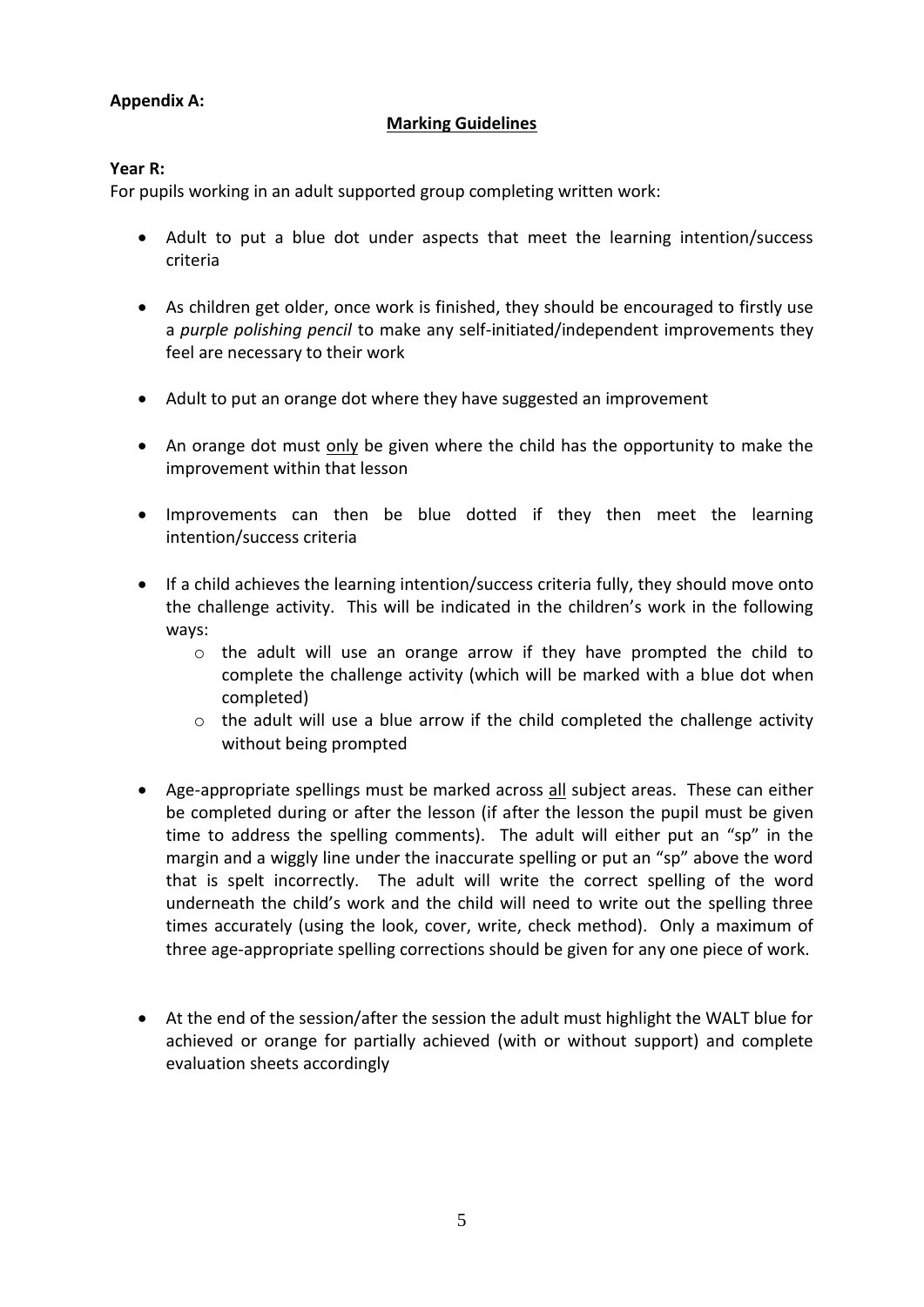**Appendix A:**

## Marking Guidelines

**Year R:**

For pupils working in an adult supported group completing written work:

- Adult to put a blue dot under aspects that meet the learning intention/success criteria
- As children get older, once work is finished, they should be encouraged to firstly use a *purple polishing pencil* to make any self-initiated/independent improvements they feel are necessary to their work
- Adult to put an orange dot where they have suggested an improvement
- An orange dot must <u>only</u> be given where the child has the opportunity to make the improvement within that lesson
- Improvements can then be blue dotted if they then meet the learning intention/success criteria
- If a child achieves the learning intention/success criteria fully, they should move onto the challenge activity. This will be indicated in the children's work in the following ways:
    - the adult will use an orange arrow if they have prompted the child to complete the challenge activity (which will be marked with a blue dot when completed)
    - the adult will use a blue arrow if the child completed the challenge activity without being prompted
- Age-appropriate spellings must be marked across <u>all</u> subject areas. These can either be completed during or after the lesson (if after the lesson the pupil must be given time to address the spelling comments). The adult will either put an "sp" in the margin and a wiggly line under the inaccurate spelling or put an "sp" above the word that is spelt incorrectly. The adult will write the correct spelling of the word underneath the child's work and the child will need to write out the spelling three times accurately (using the look, cover, write, check method). Only a maximum of three age-appropriate spelling corrections should be given for any one piece of work.
- At the end of the session/after the session the adult must highlight the WALT blue for achieved or orange for partially achieved (with or without support) and complete evaluation sheets accordingly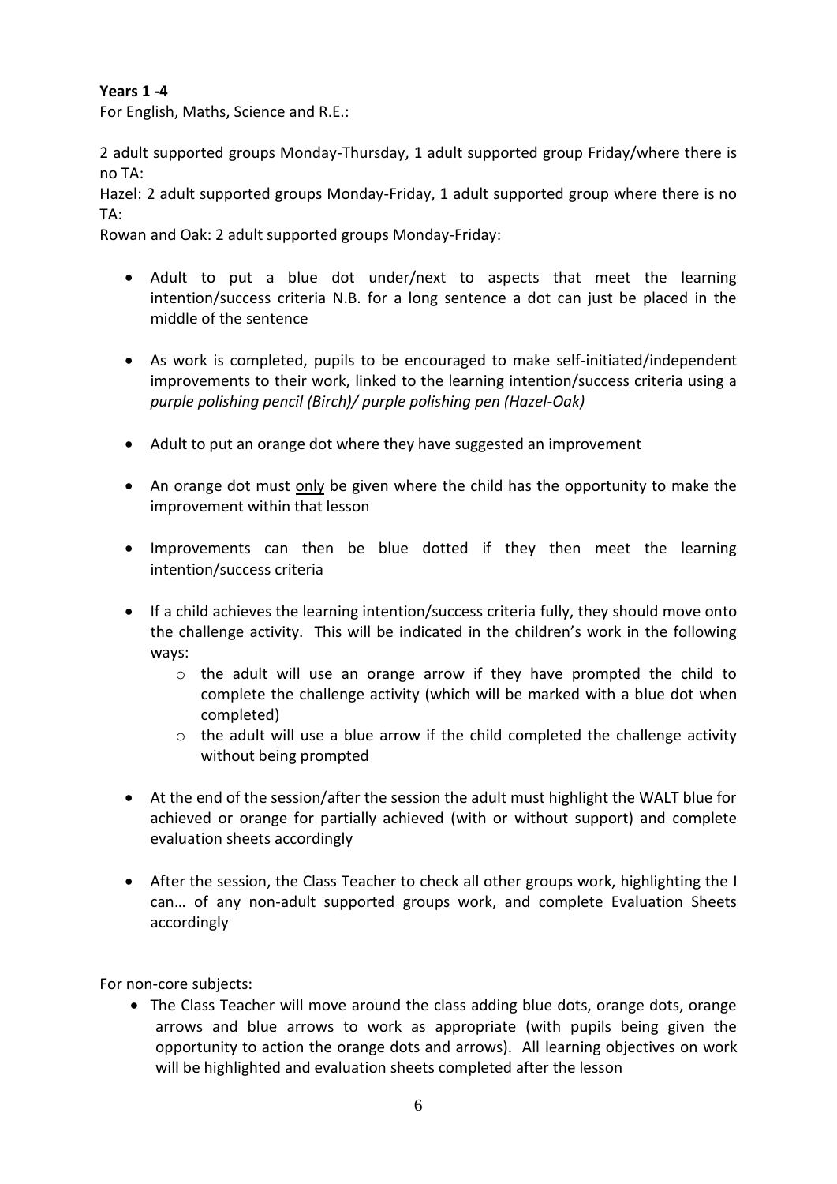**Years 1 -4**

For English, Maths, Science and R.E.:

2 adult supported groups Monday-Thursday, 1 adult supported group Friday/where there is no TA:

Hazel: 2 adult supported groups Monday-Friday, 1 adult supported group where there is no TA:

Rowan and Oak: 2 adult supported groups Monday-Friday:

- Adult to put a blue dot under/next to aspects that meet the learning intention/success criteria N.B. for a long sentence a dot can just be placed in the middle of the sentence
- As work is completed, pupils to be encouraged to make self-initiated/independent improvements to their work, linked to the learning intention/success criteria using a *purple polishing pencil (Birch)/ purple polishing pen (Hazel-Oak)*
- Adult to put an orange dot where they have suggested an improvement
- An orange dot must <u>only</u> be given where the child has the opportunity to make the improvement within that lesson
- Improvements can then be blue dotted if they then meet the learning intention/success criteria
- If a child achieves the learning intention/success criteria fully, they should move onto the challenge activity. This will be indicated in the children's work in the following ways:
    - the adult will use an orange arrow if they have prompted the child to complete the challenge activity (which will be marked with a blue dot when completed)
    - the adult will use a blue arrow if the child completed the challenge activity without being prompted
- At the end of the session/after the session the adult must highlight the WALT blue for achieved or orange for partially achieved (with or without support) and complete evaluation sheets accordingly
- After the session, the Class Teacher to check all other groups work, highlighting the I can… of any non-adult supported groups work, and complete Evaluation Sheets accordingly

For non-core subjects:

- The Class Teacher will move around the class adding blue dots, orange dots, orange arrows and blue arrows to work as appropriate (with pupils being given the opportunity to action the orange dots and arrows). All learning objectives on work will be highlighted and evaluation sheets completed after the lesson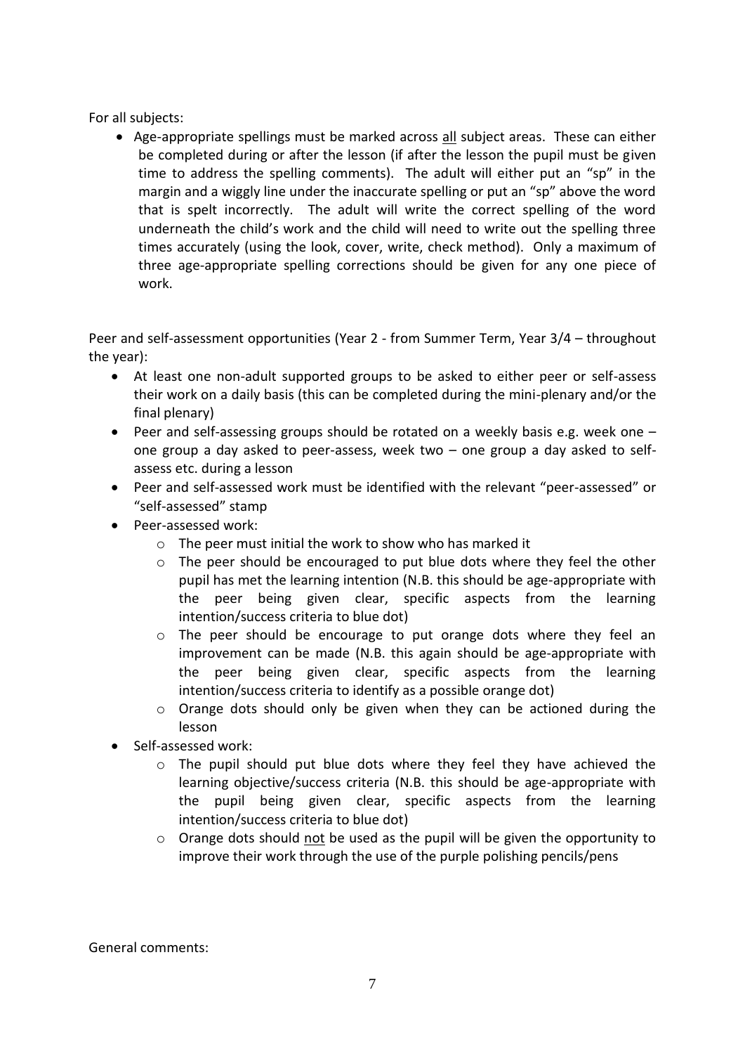For all subjects:

- Age-appropriate spellings must be marked across <u>all</u> subject areas. These can either be completed during or after the lesson (if after the lesson the pupil must be given time to address the spelling comments). The adult will either put an "sp" in the margin and a wiggly line under the inaccurate spelling or put an "sp" above the word that is spelt incorrectly. The adult will write the correct spelling of the word underneath the child's work and the child will need to write out the spelling three times accurately (using the look, cover, write, check method). Only a maximum of three age-appropriate spelling corrections should be given for any one piece of work.

Peer and self-assessment opportunities (Year 2 - from Summer Term, Year 3/4 – throughout the year):

- At least one non-adult supported groups to be asked to either peer or self-assess their work on a daily basis (this can be completed during the mini-plenary and/or the final plenary)
- Peer and self-assessing groups should be rotated on a weekly basis e.g. week one – one group a day asked to peer-assess, week two – one group a day asked to self-assess etc. during a lesson
- Peer and self-assessed work must be identified with the relevant "peer-assessed" or "self-assessed" stamp
- Peer-assessed work:
  - The peer must initial the work to show who has marked it
  - The peer should be encouraged to put blue dots where they feel the other pupil has met the learning intention (N.B. this should be age-appropriate with the peer being given clear, specific aspects from the learning intention/success criteria to blue dot)
  - The peer should be encourage to put orange dots where they feel an improvement can be made (N.B. this again should be age-appropriate with the peer being given clear, specific aspects from the learning intention/success criteria to identify as a possible orange dot)
  - Orange dots should only be given when they can be actioned during the lesson
- Self-assessed work:
  - The pupil should put blue dots where they feel they have achieved the learning objective/success criteria (N.B. this should be age-appropriate with the pupil being given clear, specific aspects from the learning intention/success criteria to blue dot)
  - Orange dots should <u>not</u> be used as the pupil will be given the opportunity to improve their work through the use of the purple polishing pencils/pens

General comments: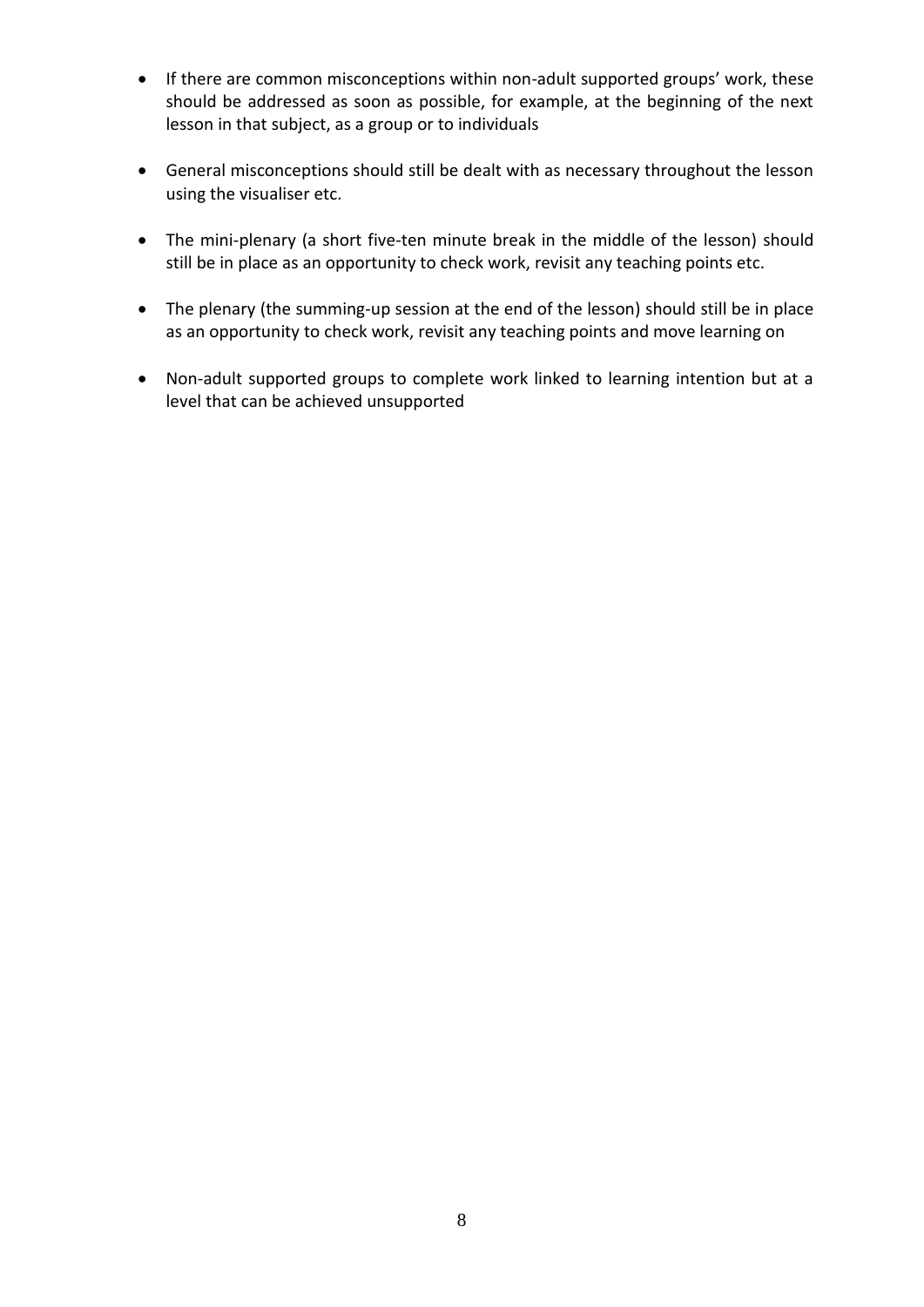- If there are common misconceptions within non-adult supported groups' work, these should be addressed as soon as possible, for example, at the beginning of the next lesson in that subject, as a group or to individuals

- General misconceptions should still be dealt with as necessary throughout the lesson using the visualiser etc.

- The mini-plenary (a short five-ten minute break in the middle of the lesson) should still be in place as an opportunity to check work, revisit any teaching points etc.

- The plenary (the summing-up session at the end of the lesson) should still be in place as an opportunity to check work, revisit any teaching points and move learning on

- Non-adult supported groups to complete work linked to learning intention but at a level that can be achieved unsupported